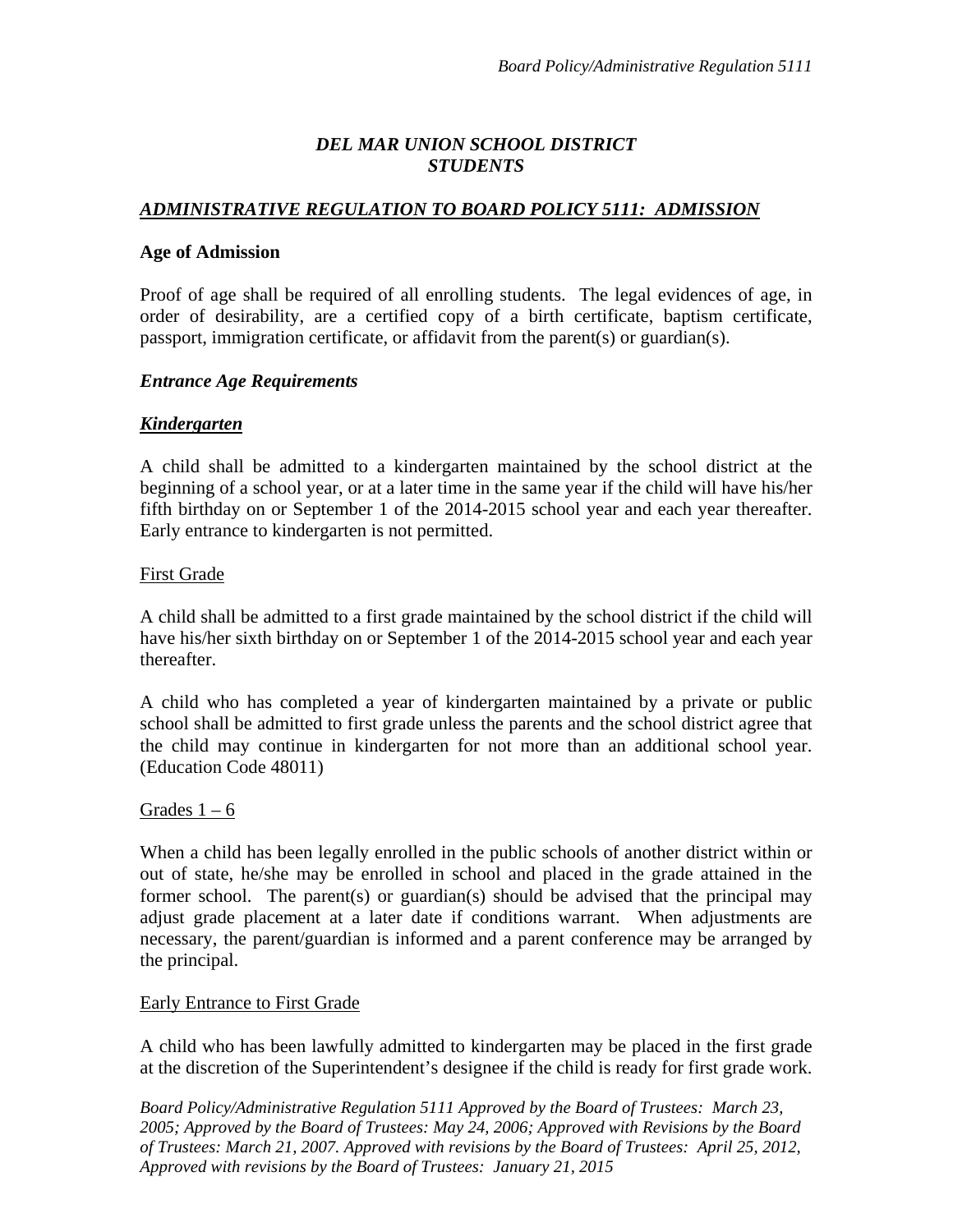# *DEL MAR UNION SCHOOL DISTRICT*
# *STUDENTS*

## ***ADMINISTRATIVE REGULATION TO BOARD POLICY 5111: ADMISSION***

### Age of Admission

Proof of age shall be required of all enrolling students. The legal evidences of age, in order of desirability, are a certified copy of a birth certificate, baptism certificate, passport, immigration certificate, or affidavit from the parent(s) or guardian(s).

### *Entrance Age Requirements*

#### ***Kindergarten***

A child shall be admitted to a kindergarten maintained by the school district at the beginning of a school year, or at a later time in the same year if the child will have his/her fifth birthday on or September 1 of the 2014-2015 school year and each year thereafter. Early entrance to kindergarten is not permitted.

#### First Grade

A child shall be admitted to a first grade maintained by the school district if the child will have his/her sixth birthday on or September 1 of the 2014-2015 school year and each year thereafter.

A child who has completed a year of kindergarten maintained by a private or public school shall be admitted to first grade unless the parents and the school district agree that the child may continue in kindergarten for not more than an additional school year. (Education Code 48011)

#### Grades 1 – 6

When a child has been legally enrolled in the public schools of another district within or out of state, he/she may be enrolled in school and placed in the grade attained in the former school. The parent(s) or guardian(s) should be advised that the principal may adjust grade placement at a later date if conditions warrant. When adjustments are necessary, the parent/guardian is informed and a parent conference may be arranged by the principal.

#### Early Entrance to First Grade

A child who has been lawfully admitted to kindergarten may be placed in the first grade at the discretion of the Superintendent's designee if the child is ready for first grade work.

*Board Policy/Administrative Regulation 5111 Approved by the Board of Trustees: March 23, 2005; Approved by the Board of Trustees: May 24, 2006; Approved with Revisions by the Board of Trustees: March 21, 2007. Approved with revisions by the Board of Trustees: April 25, 2012, Approved with revisions by the Board of Trustees: January 21, 2015*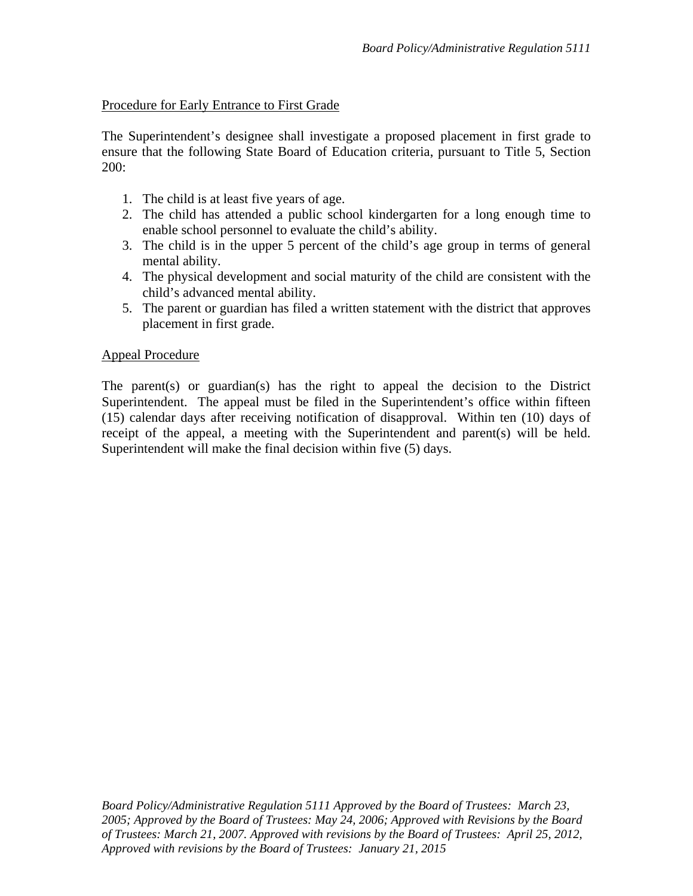## Procedure for Early Entrance to First Grade

The Superintendent's designee shall investigate a proposed placement in first grade to ensure that the following State Board of Education criteria, pursuant to Title 5, Section 200:

1. The child is at least five years of age.
2. The child has attended a public school kindergarten for a long enough time to enable school personnel to evaluate the child's ability.
3. The child is in the upper 5 percent of the child's age group in terms of general mental ability.
4. The physical development and social maturity of the child are consistent with the child's advanced mental ability.
5. The parent or guardian has filed a written statement with the district that approves placement in first grade.

## Appeal Procedure

The parent(s) or guardian(s) has the right to appeal the decision to the District Superintendent. The appeal must be filed in the Superintendent's office within fifteen (15) calendar days after receiving notification of disapproval. Within ten (10) days of receipt of the appeal, a meeting with the Superintendent and parent(s) will be held. Superintendent will make the final decision within five (5) days.

*Board Policy/Administrative Regulation 5111 Approved by the Board of Trustees: March 23, 2005; Approved by the Board of Trustees: May 24, 2006; Approved with Revisions by the Board of Trustees: March 21, 2007. Approved with revisions by the Board of Trustees: April 25, 2012, Approved with revisions by the Board of Trustees: January 21, 2015*